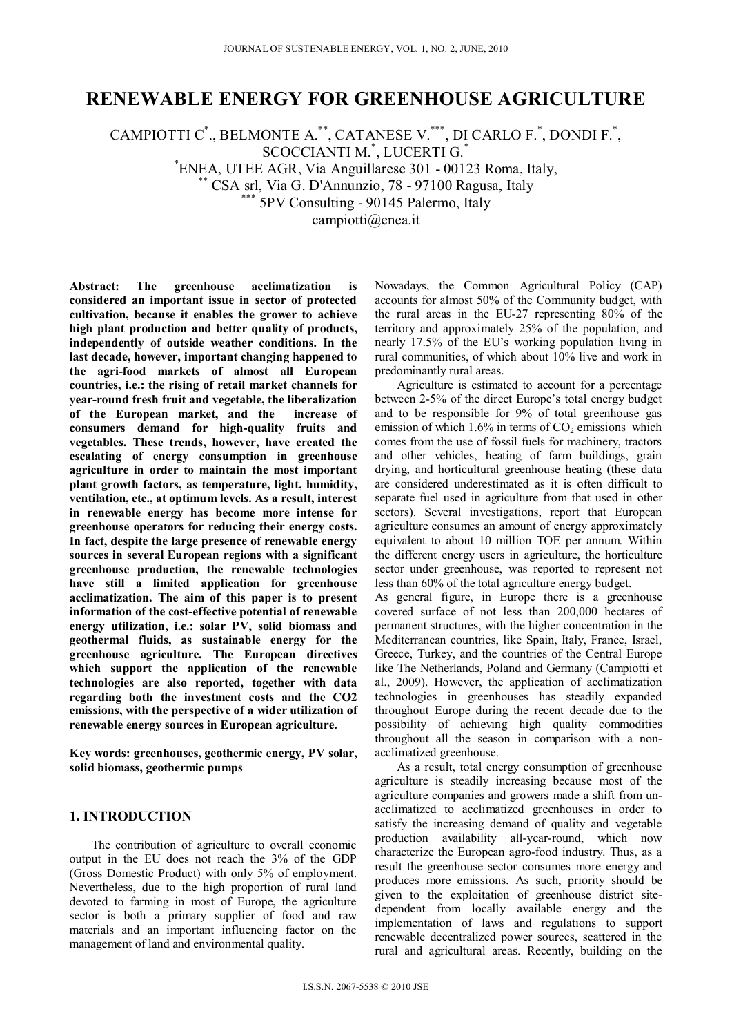# RENEWABLE ENERGY FOR GREENHOUSE AGRICULTURE

CAMPIOTTI C.[*], BELMONTE A.[**], CATANESE V.[***], DI CARLO F.[*], DONDI F.[*], SCOCCIANTI M.[*], LUCERTI G.[*]

[*]ENEA, UTEE AGR, Via Anguillarese 301 - 00123 Roma, Italy,
[**] CSA srl, Via G. D'Annunzio, 78 - 97100 Ragusa, Italy
[***] 5PV Consulting - 90145 Palermo, Italy
campiotti@enea.it

**Abstract: The greenhouse acclimatization is considered an important issue in sector of protected cultivation, because it enables the grower to achieve high plant production and better quality of products, independently of outside weather conditions. In the last decade, however, important changing happened to the agri-food markets of almost all European countries, i.e.: the rising of retail market channels for year-round fresh fruit and vegetable, the liberalization of the European market, and the increase of consumers demand for high-quality fruits and vegetables. These trends, however, have created the escalating of energy consumption in greenhouse agriculture in order to maintain the most important plant growth factors, as temperature, light, humidity, ventilation, etc., at optimum levels. As a result, interest in renewable energy has become more intense for greenhouse operators for reducing their energy costs. In fact, despite the large presence of renewable energy sources in several European regions with a significant greenhouse production, the renewable technologies have still a limited application for greenhouse acclimatization. The aim of this paper is to present information of the cost-effective potential of renewable energy utilization, i.e.: solar PV, solid biomass and geothermal fluids, as sustainable energy for the greenhouse agriculture. The European directives which support the application of the renewable technologies are also reported, together with data regarding both the investment costs and the CO2 emissions, with the perspective of a wider utilization of renewable energy sources in European agriculture.**

**Key words: greenhouses, geothermic energy, PV solar, solid biomass, geothermic pumps**

## 1. INTRODUCTION

The contribution of agriculture to overall economic output in the EU does not reach the 3% of the GDP (Gross Domestic Product) with only 5% of employment. Nevertheless, due to the high proportion of rural land devoted to farming in most of Europe, the agriculture sector is both a primary supplier of food and raw materials and an important influencing factor on the management of land and environmental quality.

Nowadays, the Common Agricultural Policy (CAP) accounts for almost 50% of the Community budget, with the rural areas in the EU-27 representing 80% of the territory and approximately 25% of the population, and nearly 17.5% of the EU's working population living in rural communities, of which about 10% live and work in predominantly rural areas.

Agriculture is estimated to account for a percentage between 2-5% of the direct Europe's total energy budget and to be responsible for 9% of total greenhouse gas emission of which 1.6% in terms of $CO_2$ emissions which comes from the use of fossil fuels for machinery, tractors and other vehicles, heating of farm buildings, grain drying, and horticultural greenhouse heating (these data are considered underestimated as it is often difficult to separate fuel used in agriculture from that used in other sectors). Several investigations, report that European agriculture consumes an amount of energy approximately equivalent to about 10 million TOE per annum. Within the different energy users in agriculture, the horticulture sector under greenhouse, was reported to represent not less than 60% of the total agriculture energy budget.

As general figure, in Europe there is a greenhouse covered surface of not less than 200,000 hectares of permanent structures, with the higher concentration in the Mediterranean countries, like Spain, Italy, France, Israel, Greece, Turkey, and the countries of the Central Europe like The Netherlands, Poland and Germany (Campiotti et al., 2009). However, the application of acclimatization technologies in greenhouses has steadily expanded throughout Europe during the recent decade due to the possibility of achieving high quality commodities throughout all the season in comparison with a non-acclimatized greenhouse.

As a result, total energy consumption of greenhouse agriculture is steadily increasing because most of the agriculture companies and growers made a shift from un-acclimatized to acclimatized greenhouses in order to satisfy the increasing demand of quality and vegetable production availability all-year-round, which now characterize the European agro-food industry. Thus, as a result the greenhouse sector consumes more energy and produces more emissions. As such, priority should be given to the exploitation of greenhouse district site-dependent from locally available energy and the implementation of laws and regulations to support renewable decentralized power sources, scattered in the rural and agricultural areas. Recently, building on the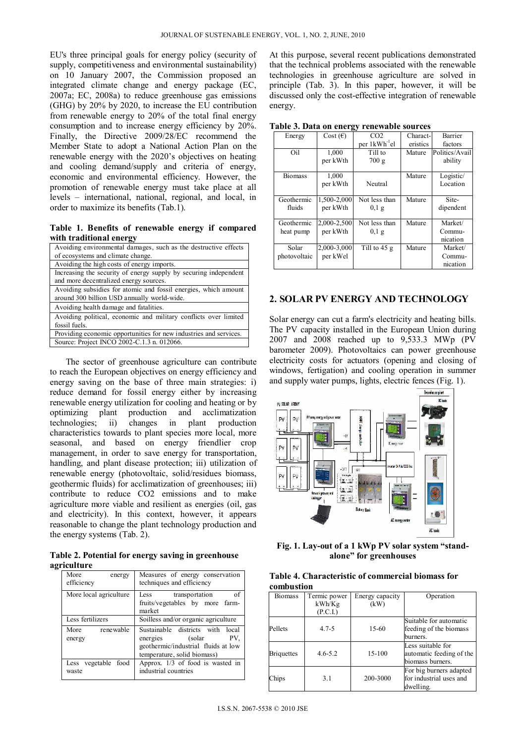EU's three principal goals for energy policy (security of supply, competitiveness and environmental sustainability) on 10 January 2007, the Commission proposed an integrated climate change and energy package (EC, 2007a; EC, 2008a) to reduce greenhouse gas emissions (GHG) by 20% by 2020, to increase the EU contribution from renewable energy to 20% of the total final energy consumption and to increase energy efficiency by 20%. Finally, the Directive 2009/28/EC recommend the Member State to adopt a National Action Plan on the renewable energy with the 2020's objectives on heating and cooling demand/supply and criteria of energy, economic and environmental efficiency. However, the promotion of renewable energy must take place at all levels – international, national, regional, and local, in order to maximize its benefits (Tab.1).

**Table 1. Benefits of renewable energy if compared with traditional energy**

| |
|---|
| Avoiding environmental damages, such as the destructive effects of ecosystems and climate change. |
| Avoiding the high costs of energy imports. |
| Increasing the security of energy supply by securing independent and more decentralized energy sources. |
| Avoiding subsidies for atomic and fossil energies, which amount around 300 billion USD annually world-wide. |
| Avoiding health damage and fatalities. |
| Avoiding political, economic and military conflicts over limited fossil fuels. |
| Providing economic opportunities for new industries and services. |
| Source: Project INCO 2002-C.1.3 n. 012066. |

The sector of greenhouse agriculture can contribute to reach the European objectives on energy efficiency and energy saving on the base of three main strategies: i) reduce demand for fossil energy either by increasing renewable energy utilization for cooling and heating or by optimizing plant production and acclimatization technologies; ii) changes in plant production characteristics towards to plant species more local, more seasonal, and based on energy friendlier crop management, in order to save energy for transportation, handling, and plant disease protection; iii) utilization of renewable energy (photovoltaic, solid/residues biomass, geothermic fluids) for acclimatization of greenhouses; iii) contribute to reduce $CO_2$ emissions and to make agriculture more viable and resilient as energies (oil, gas and electricity). In this context, however, it appears reasonable to change the plant technology production and the energy systems (Tab. 2).

**Table 2. Potential for energy saving in greenhouse agriculture**

| More energy efficiency | Measures of energy conservation techniques and efficiency |
|---|---|
| More local agriculture | Less transportation of fruits/vegetables by more farm-market |
| Less fertilizers | Soilless and/or organic agriculture |
| More renewable energy | Sustainable districts with local energies (solar PV, geothermic/industrial fluids at low temperature, solid biomass) |
| Less vegetable food waste | Approx. 1/3 of food is wasted in industrial countries |

At this purpose, several recent publications demonstrated that the technical problems associated with the renewable technologies in greenhouse agriculture are solved in principle (Tab. 3). In this paper, however, it will be discussed only the cost-effective integration of renewable energy.

**Table 3. Data on energy renewable sources**

| Energy | Cost (€) | $CO_2$ per $1kWh^{-1}$el | Charact-eristics | Barrier factors |
|---|---|---|---|---|
| Oil | 1,000 per kWth | Till to 700 g | Mature | Politics/Availability |
| Biomass | 1,000 per kWth | Neutral | Mature | Logistic/ Location |
| Geothermic fluids | 1,500-2,000 per kWth | Not less than 0,1 g | Mature | Site-dipendent |
| Geothermic heat pump | 2,000-2,500 per kWth | Not less than 0,1 g | Mature | Market/ Commu-nication |
| Solar photovoltaic | 2,000-3,000 per kWel | Till to 45 g | Mature | Market/ Commu-nication |

## 2. SOLAR PV ENERGY AND TECHNOLOGY

Solar energy can cut a farm's electricity and heating bills. The PV capacity installed in the European Union during 2007 and 2008 reached up to 9,533.3 MWp (PV barometer 2009). Photovoltaics can power greenhouse electricity costs for actuators (opening and closing of windows, fertigation) and cooling operation in summer and supply water pumps, lights, electric fences (Fig. 1).

**Fig. 1. Lay-out of a 1 kWp PV solar system "stand-alone" for greenhouses**

**Table 4. Characteristic of commercial biomass for combustion**

| Biomass | Termic power kWh/Kg (P.C.I.) | Energy capacity (kW) | Operation |
|---|---|---|---|
| Pellets | 4.7-5 | 15-60 | Suitable for automatic feeding of the biomass burners. |
| Briquettes | 4.6-5.2 | 15-100 | Less suitable for automatic feeding of the biomass burners. |
| Chips | 3.1 | 200-3000 | For big burners adapted for industrial uses and dwelling. |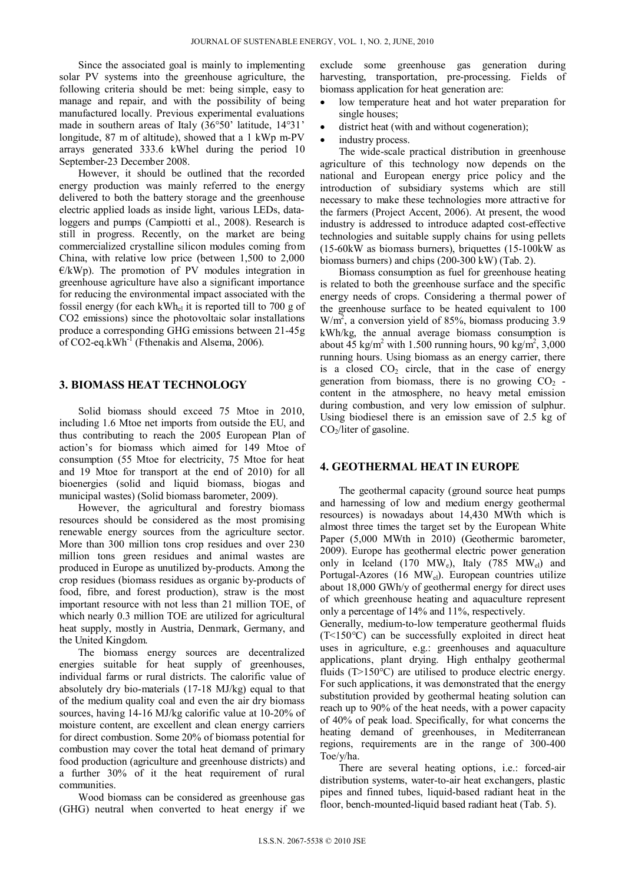Since the associated goal is mainly to implementing solar PV systems into the greenhouse agriculture, the following criteria should be met: being simple, easy to manage and repair, and with the possibility of being manufactured locally. Previous experimental evaluations made in southern areas of Italy (36°50' latitude, 14°31' longitude, 87 m of altitude), showed that a 1 kWp m-PV arrays generated 333.6 kWhel during the period 10 September-23 December 2008.

However, it should be outlined that the recorded energy production was mainly referred to the energy delivered to both the battery storage and the greenhouse electric applied loads as inside light, various LEDs, data-loggers and pumps (Campiotti et al., 2008). Research is still in progress. Recently, on the market are being commercialized crystalline silicon modules coming from China, with relative low price (between 1,500 to 2,000 €/kWp). The promotion of PV modules integration in greenhouse agriculture have also a significant importance for reducing the environmental impact associated with the fossil energy (for each $kWh_{el}$ it is reported till to 700 g of CO2 emissions) since the photovoltaic solar installations produce a corresponding GHG emissions between 21-45g of CO2-eq.$kWh^{-1}$ (Fthenakis and Alsema, 2006).

## 3. BIOMASS HEAT TECHNOLOGY

Solid biomass should exceed 75 Mtoe in 2010, including 1.6 Mtoe net imports from outside the EU, and thus contributing to reach the 2005 European Plan of action's for biomass which aimed for 149 Mtoe of consumption (55 Mtoe for electricity, 75 Mtoe for heat and 19 Mtoe for transport at the end of 2010) for all bioenergies (solid and liquid biomass, biogas and municipal wastes) (Solid biomass barometer, 2009).

However, the agricultural and forestry biomass resources should be considered as the most promising renewable energy sources from the agriculture sector. More than 300 million tons crop residues and over 230 million tons green residues and animal wastes are produced in Europe as unutilized by-products. Among the crop residues (biomass residues as organic by-products of food, fibre, and forest production), straw is the most important resource with not less than 21 million TOE, of which nearly 0.3 million TOE are utilized for agricultural heat supply, mostly in Austria, Denmark, Germany, and the United Kingdom.

The biomass energy sources are decentralized energies suitable for heat supply of greenhouses, individual farms or rural districts. The calorific value of absolutely dry bio-materials (17-18 MJ/kg) equal to that of the medium quality coal and even the air dry biomass sources, having 14-16 MJ/kg calorific value at 10-20% of moisture content, are excellent and clean energy carriers for direct combustion. Some 20% of biomass potential for combustion may cover the total heat demand of primary food production (agriculture and greenhouse districts) and a further 30% of it the heat requirement of rural communities.

Wood biomass can be considered as greenhouse gas (GHG) neutral when converted to heat energy if we exclude some greenhouse gas generation during harvesting, transportation, pre-processing. Fields of biomass application for heat generation are:

- low temperature heat and hot water preparation for single houses;
- district heat (with and without cogeneration);
- industry process.

The wide-scale practical distribution in greenhouse agriculture of this technology now depends on the national and European energy price policy and the introduction of subsidiary systems which are still necessary to make these technologies more attractive for the farmers (Project Accent, 2006). At present, the wood industry is addressed to introduce adapted cost-effective technologies and suitable supply chains for using pellets (15-60kW as biomass burners), briquettes (15-100kW as biomass burners) and chips (200-300 kW) (Tab. 2).

Biomass consumption as fuel for greenhouse heating is related to both the greenhouse surface and the specific energy needs of crops. Considering a thermal power of the greenhouse surface to be heated equivalent to 100 $W/m^2$, a conversion yield of 85%, biomass producing 3.9 kWh/kg, the annual average biomass consumption is about 45 $kg/m^2$ with 1.500 running hours, 90 $kg/m^2$, 3,000 running hours. Using biomass as an energy carrier, there is a closed $CO_2$ circle, that in the case of energy generation from biomass, there is no growing $CO_2$ - content in the atmosphere, no heavy metal emission during combustion, and very low emission of sulphur. Using biodiesel there is an emission save of 2.5 kg of $CO_2$/liter of gasoline.

## 4. GEOTHERMAL HEAT IN EUROPE

The geothermal capacity (ground source heat pumps and harnessing of low and medium energy geothermal resources) is nowadays about 14,430 MWth which is almost three times the target set by the European White Paper (5,000 MWth in 2010) (Geothermic barometer, 2009). Europe has geothermal electric power generation only in Iceland (170 $MW_e$), Italy (785 $MW_{el}$) and Portugal-Azores (16 $MW_{el}$). European countries utilize about 18,000 GWh/y of geothermal energy for direct uses of which greenhouse heating and aquaculture represent only a percentage of 14% and 11%, respectively.

Generally, medium-to-low temperature geothermal fluids (T<150°C) can be successfully exploited in direct heat uses in agriculture, e.g.: greenhouses and aquaculture applications, plant drying. High enthalpy geothermal fluids (T>150°C) are utilised to produce electric energy. For such applications, it was demonstrated that the energy substitution provided by geothermal heating solution can reach up to 90% of the heat needs, with a power capacity of 40% of peak load. Specifically, for what concerns the heating demand of greenhouses, in Mediterranean regions, requirements are in the range of 300-400 Toe/y/ha.

There are several heating options, i.e.: forced-air distribution systems, water-to-air heat exchangers, plastic pipes and finned tubes, liquid-based radiant heat in the floor, bench-mounted-liquid based radiant heat (Tab. 5).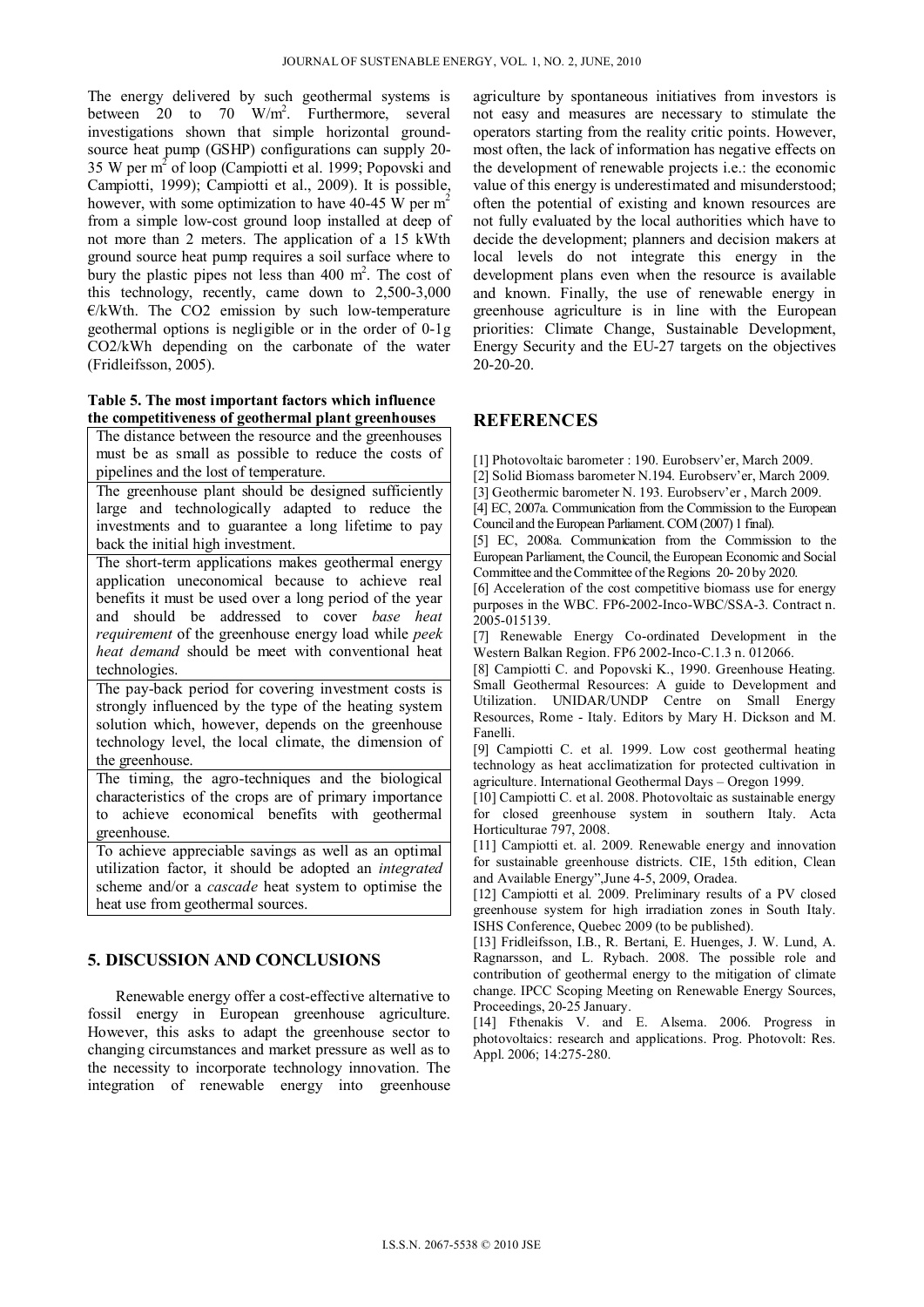The energy delivered by such geothermal systems is between 20 to 70 W/m$^2$. Furthermore, several investigations shown that simple horizontal ground-source heat pump (GSHP) configurations can supply 20-35 W per m$^2$ of loop (Campiotti et al. 1999; Popovski and Campiotti, 1999); Campiotti et al., 2009). It is possible, however, with some optimization to have 40-45 W per m$^2$ from a simple low-cost ground loop installed at deep of not more than 2 meters. The application of a 15 kWth ground source heat pump requires a soil surface where to bury the plastic pipes not less than 400 m$^2$. The cost of this technology, recently, came down to 2,500-3,000 €/kWth. The CO2 emission by such low-temperature geothermal options is negligible or in the order of 0-1g CO2/kWh depending on the carbonate of the water (Fridleifsson, 2005).

**Table 5. The most important factors which influence the competitiveness of geothermal plant greenhouses**

| |
|---|
| The distance between the resource and the greenhouses must be as small as possible to reduce the costs of pipelines and the lost of temperature. |
| The greenhouse plant should be designed sufficiently large and technologically adapted to reduce the investments and to guarantee a long lifetime to pay back the initial high investment. |
| The short-term applications makes geothermal energy application uneconomical because to achieve real benefits it must be used over a long period of the year and should be addressed to cover *base heat requirement* of the greenhouse energy load while *peek heat demand* should be meet with conventional heat technologies. |
| The pay-back period for covering investment costs is strongly influenced by the type of the heating system solution which, however, depends on the greenhouse technology level, the local climate, the dimension of the greenhouse. |
| The timing, the agro-techniques and the biological characteristics of the crops are of primary importance to achieve economical benefits with geothermal greenhouse. |
| To achieve appreciable savings as well as an optimal utilization factor, it should be adopted an *integrated* scheme and/or a *cascade* heat system to optimise the heat use from geothermal sources. |

## 5. DISCUSSION AND CONCLUSIONS

Renewable energy offer a cost-effective alternative to fossil energy in European greenhouse agriculture. However, this asks to adapt the greenhouse sector to changing circumstances and market pressure as well as to the necessity to incorporate technology innovation. The integration of renewable energy into greenhouse agriculture by spontaneous initiatives from investors is not easy and measures are necessary to stimulate the operators starting from the reality critic points. However, most often, the lack of information has negative effects on the development of renewable projects i.e.: the economic value of this energy is underestimated and misunderstood; often the potential of existing and known resources are not fully evaluated by the local authorities which have to decide the development; planners and decision makers at local levels do not integrate this energy in the development plans even when the resource is available and known. Finally, the use of renewable energy in greenhouse agriculture is in line with the European priorities: Climate Change, Sustainable Development, Energy Security and the EU-27 targets on the objectives 20-20-20.

## REFERENCES

[1] Photovoltaic barometer : 190. Eurobserv'er, March 2009.

[2] Solid Biomass barometer N.194. Eurobserv'er, March 2009.

[3] Geothermic barometer N. 193. Eurobserv'er , March 2009.

[4] EC, 2007a. Communication from the Commission to the European Council and the European Parliament. COM (2007) 1 final).

[5] EC, 2008a. Communication from the Commission to the European Parliament, the Council, the European Economic and Social Committee and the Committee of the Regions 20- 20 by 2020.

[6] Acceleration of the cost competitive biomass use for energy purposes in the WBC. FP6-2002-Inco-WBC/SSA-3. Contract n. 2005-015139.

[7] Renewable Energy Co-ordinated Development in the Western Balkan Region. FP6 2002-Inco-C.1.3 n. 012066.

[8] Campiotti C. and Popovski K., 1990. Greenhouse Heating. Small Geothermal Resources: A guide to Development and Utilization. UNIDAR/UNDP Centre on Small Energy Resources, Rome - Italy. Editors by Mary H. Dickson and M. Fanelli.

[9] Campiotti C. et al. 1999. Low cost geothermal heating technology as heat acclimatization for protected cultivation in agriculture. International Geothermal Days – Oregon 1999.

[10] Campiotti C. et al. 2008. Photovoltaic as sustainable energy for closed greenhouse system in southern Italy. Acta Horticulturae 797, 2008.

[11] Campiotti et. al. 2009. Renewable energy and innovation for sustainable greenhouse districts. CIE, 15th edition, Clean and Available Energy",June 4-5, 2009, Oradea.

[12] Campiotti et al. 2009. Preliminary results of a PV closed greenhouse system for high irradiation zones in South Italy. ISHS Conference, Quebec 2009 (to be published).

[13] Fridleifsson, I.B., R. Bertani, E. Huenges, J. W. Lund, A. Ragnarsson, and L. Rybach. 2008. The possible role and contribution of geothermal energy to the mitigation of climate change. IPCC Scoping Meeting on Renewable Energy Sources, Proceedings, 20-25 January.

[14] Fthenakis V. and E. Alsema. 2006. Progress in photovoltaics: research and applications. Prog. Photovolt: Res. Appl. 2006; 14:275-280.